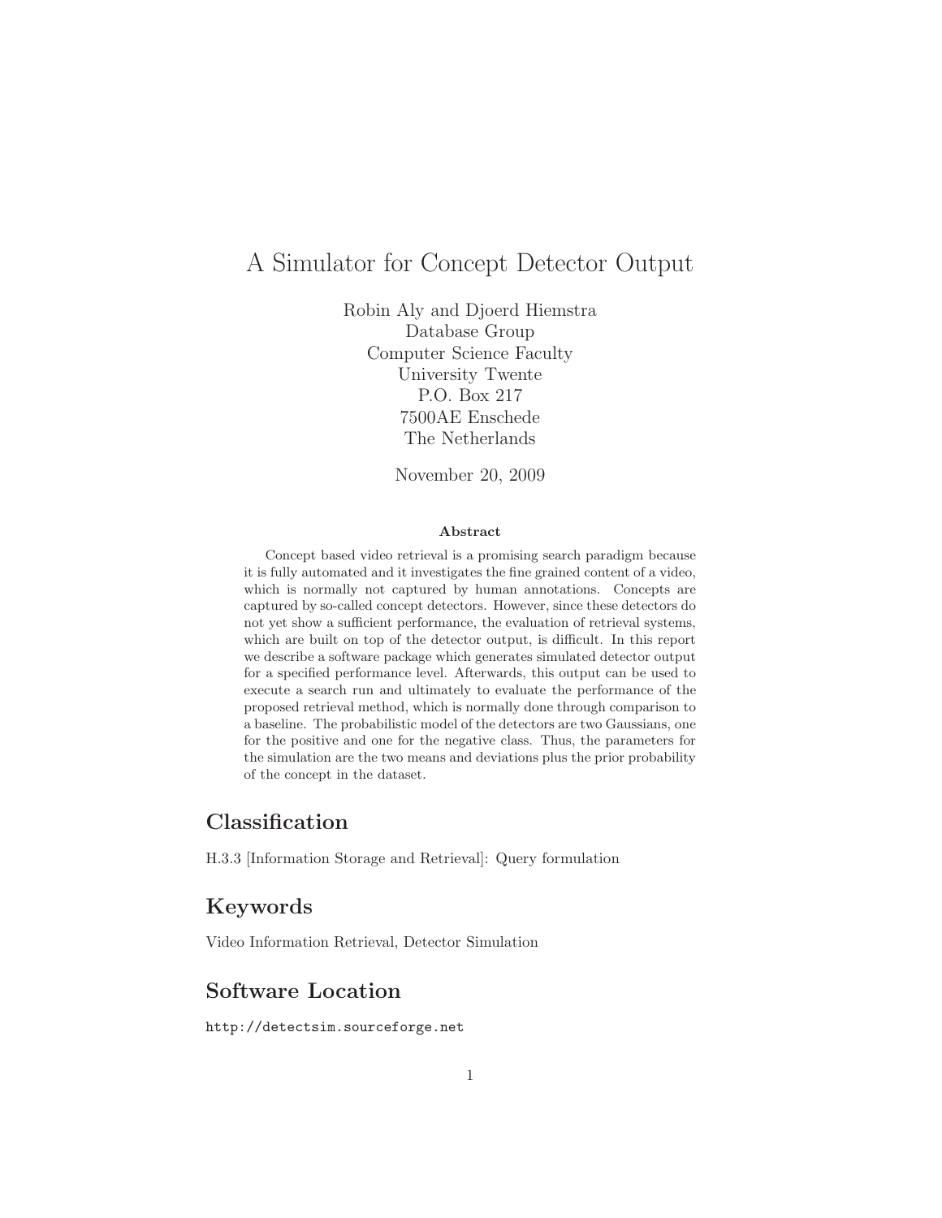# A Simulator for Concept Detector Output

Robin Aly and Djoerd Hiemstra
Database Group
Computer Science Faculty
University Twente
P.O. Box 217
7500AE Enschede
The Netherlands

November 20, 2009

**Abstract**

Concept based video retrieval is a promising search paradigm because it is fully automated and it investigates the fine grained content of a video, which is normally not captured by human annotations. Concepts are captured by so-called concept detectors. However, since these detectors do not yet show a sufficient performance, the evaluation of retrieval systems, which are built on top of the detector output, is difficult. In this report we describe a software package which generates simulated detector output for a specified performance level. Afterwards, this output can be used to execute a search run and ultimately to evaluate the performance of the proposed retrieval method, which is normally done through comparison to a baseline. The probabilistic model of the detectors are two Gaussians, one for the positive and one for the negative class. Thus, the parameters for the simulation are the two means and deviations plus the prior probability of the concept in the dataset.

## Classification

H.3.3 [Information Storage and Retrieval]: Query formulation

## Keywords

Video Information Retrieval, Detector Simulation

## Software Location

`http://detectsim.sourceforge.net`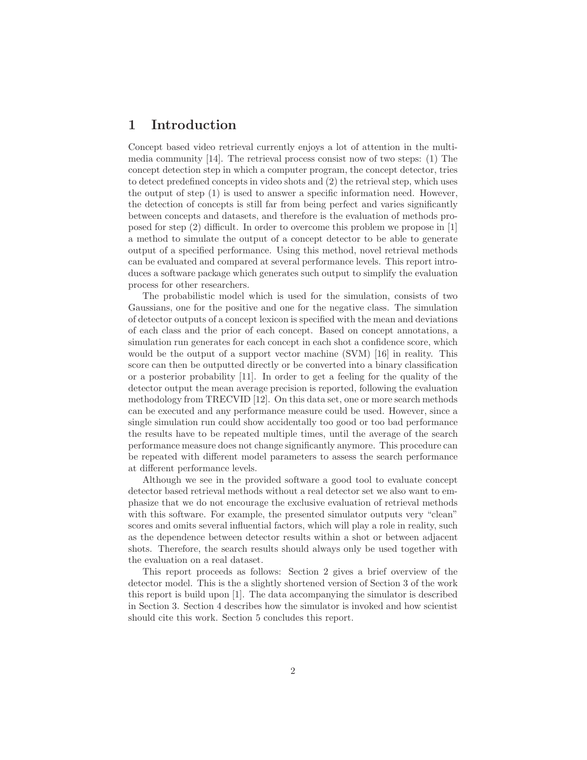# 1 Introduction

Concept based video retrieval currently enjoys a lot of attention in the multimedia community [14]. The retrieval process consist now of two steps: (1) The concept detection step in which a computer program, the concept detector, tries to detect predefined concepts in video shots and (2) the retrieval step, which uses the output of step (1) is used to answer a specific information need. However, the detection of concepts is still far from being perfect and varies significantly between concepts and datasets, and therefore is the evaluation of methods proposed for step (2) difficult. In order to overcome this problem we propose in [1] a method to simulate the output of a concept detector to be able to generate output of a specified performance. Using this method, novel retrieval methods can be evaluated and compared at several performance levels. This report introduces a software package which generates such output to simplify the evaluation process for other researchers.

The probabilistic model which is used for the simulation, consists of two Gaussians, one for the positive and one for the negative class. The simulation of detector outputs of a concept lexicon is specified with the mean and deviations of each class and the prior of each concept. Based on concept annotations, a simulation run generates for each concept in each shot a confidence score, which would be the output of a support vector machine (SVM) [16] in reality. This score can then be outputted directly or be converted into a binary classification or a posterior probability [11]. In order to get a feeling for the quality of the detector output the mean average precision is reported, following the evaluation methodology from TRECVID [12]. On this data set, one or more search methods can be executed and any performance measure could be used. However, since a single simulation run could show accidentally too good or too bad performance the results have to be repeated multiple times, until the average of the search performance measure does not change significantly anymore. This procedure can be repeated with different model parameters to assess the search performance at different performance levels.

Although we see in the provided software a good tool to evaluate concept detector based retrieval methods without a real detector set we also want to emphasize that we do not encourage the exclusive evaluation of retrieval methods with this software. For example, the presented simulator outputs very "clean" scores and omits several influential factors, which will play a role in reality, such as the dependence between detector results within a shot or between adjacent shots. Therefore, the search results should always only be used together with the evaluation on a real dataset.

This report proceeds as follows: Section 2 gives a brief overview of the detector model. This is the a slightly shortened version of Section 3 of the work this report is build upon [1]. The data accompanying the simulator is described in Section 3. Section 4 describes how the simulator is invoked and how scientist should cite this work. Section 5 concludes this report.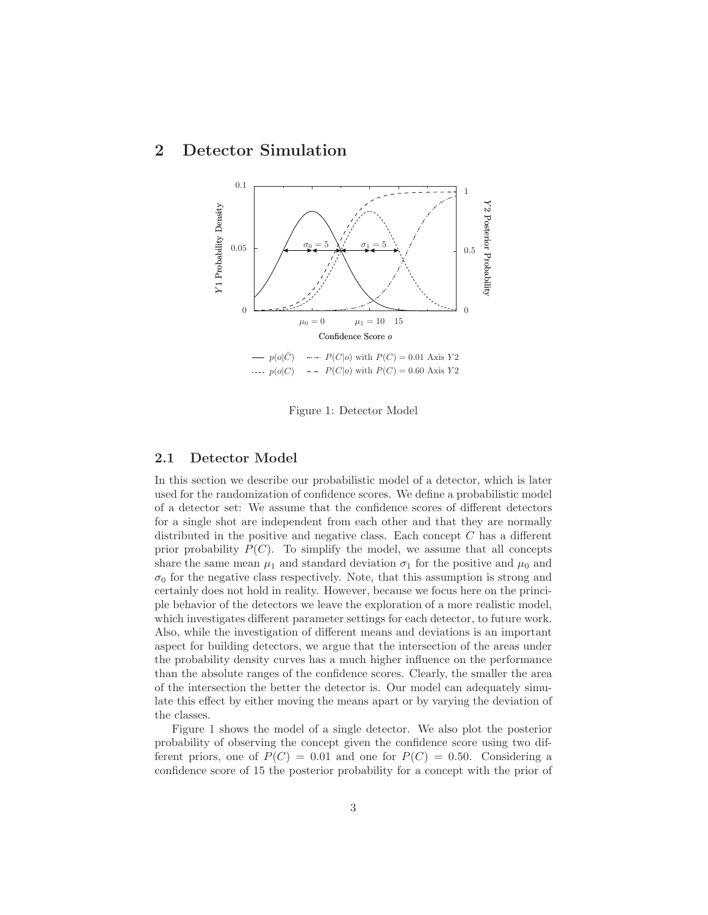## 2 Detector Simulation

Figure 1: Detector Model

### 2.1 Detector Model

In this section we describe our probabilistic model of a detector, which is later used for the randomization of confidence scores. We define a probabilistic model of a detector set: We assume that the confidence scores of different detectors for a single shot are independent from each other and that they are normally distributed in the positive and negative class. Each concept $C$ has a different prior probability $P(C)$. To simplify the model, we assume that all concepts share the same mean $\mu_1$ and standard deviation $\sigma_1$ for the positive and $\mu_0$ and $\sigma_0$ for the negative class respectively. Note, that this assumption is strong and certainly does not hold in reality. However, because we focus here on the principle behavior of the detectors we leave the exploration of a more realistic model, which investigates different parameter settings for each detector, to future work. Also, while the investigation of different means and deviations is an important aspect for building detectors, we argue that the intersection of the areas under the probability density curves has a much higher influence on the performance than the absolute ranges of the confidence scores. Clearly, the smaller the area of the intersection the better the detector is. Our model can adequately simulate this effect by either moving the means apart or by varying the deviation of the classes.

Figure 1 shows the model of a single detector. We also plot the posterior probability of observing the concept given the confidence score using two different priors, one of $P(C) = 0.01$ and one for $P(C) = 0.50$. Considering a confidence score of 15 the posterior probability for a concept with the prior of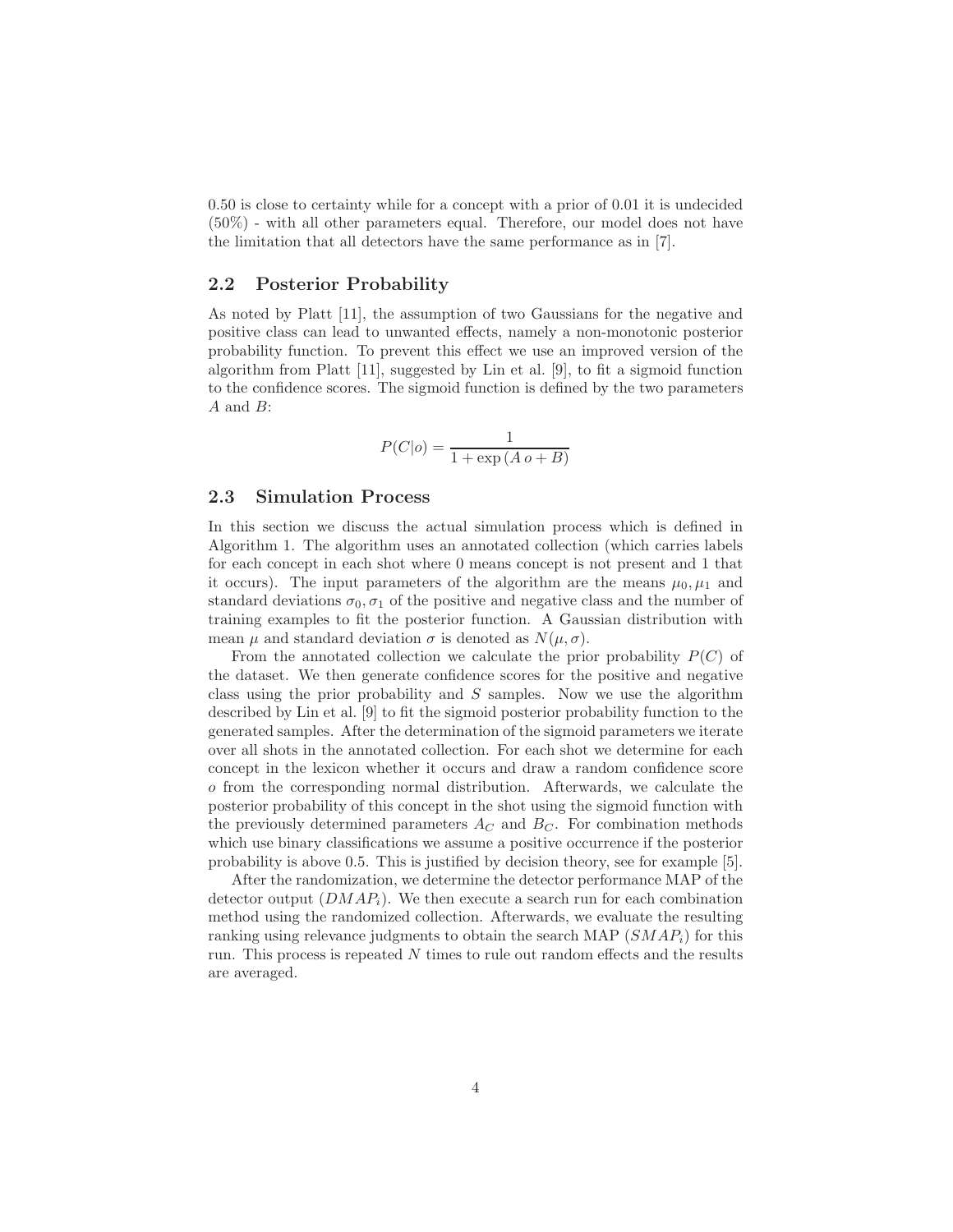0.50 is close to certainty while for a concept with a prior of 0.01 it is undecided (50%) - with all other parameters equal. Therefore, our model does not have the limitation that all detectors have the same performance as in [7].

### 2.2 Posterior Probability

As noted by Platt [11], the assumption of two Gaussians for the negative and positive class can lead to unwanted effects, namely a non-monotonic posterior probability function. To prevent this effect we use an improved version of the algorithm from Platt [11], suggested by Lin et al. [9], to fit a sigmoid function to the confidence scores. The sigmoid function is defined by the two parameters $A$ and $B$:

$$P(C|o) = \frac{1}{1 + \exp{(A\,o + B)}}$$

### 2.3 Simulation Process

In this section we discuss the actual simulation process which is defined in Algorithm 1. The algorithm uses an annotated collection (which carries labels for each concept in each shot where 0 means concept is not present and 1 that it occurs). The input parameters of the algorithm are the means $\mu_0, \mu_1$ and standard deviations $\sigma_0, \sigma_1$ of the positive and negative class and the number of training examples to fit the posterior function. A Gaussian distribution with mean $\mu$ and standard deviation $\sigma$ is denoted as $N(\mu, \sigma)$.

From the annotated collection we calculate the prior probability $P(C)$ of the dataset. We then generate confidence scores for the positive and negative class using the prior probability and $S$ samples. Now we use the algorithm described by Lin et al. [9] to fit the sigmoid posterior probability function to the generated samples. After the determination of the sigmoid parameters we iterate over all shots in the annotated collection. For each shot we determine for each concept in the lexicon whether it occurs and draw a random confidence score $o$ from the corresponding normal distribution. Afterwards, we calculate the posterior probability of this concept in the shot using the sigmoid function with the previously determined parameters $A_C$ and $B_C$. For combination methods which use binary classifications we assume a positive occurrence if the posterior probability is above 0.5. This is justified by decision theory, see for example [5].

After the randomization, we determine the detector performance MAP of the detector output ($DMAP_i$). We then execute a search run for each combination method using the randomized collection. Afterwards, we evaluate the resulting ranking using relevance judgments to obtain the search MAP ($SMAP_i$) for this run. This process is repeated $N$ times to rule out random effects and the results are averaged.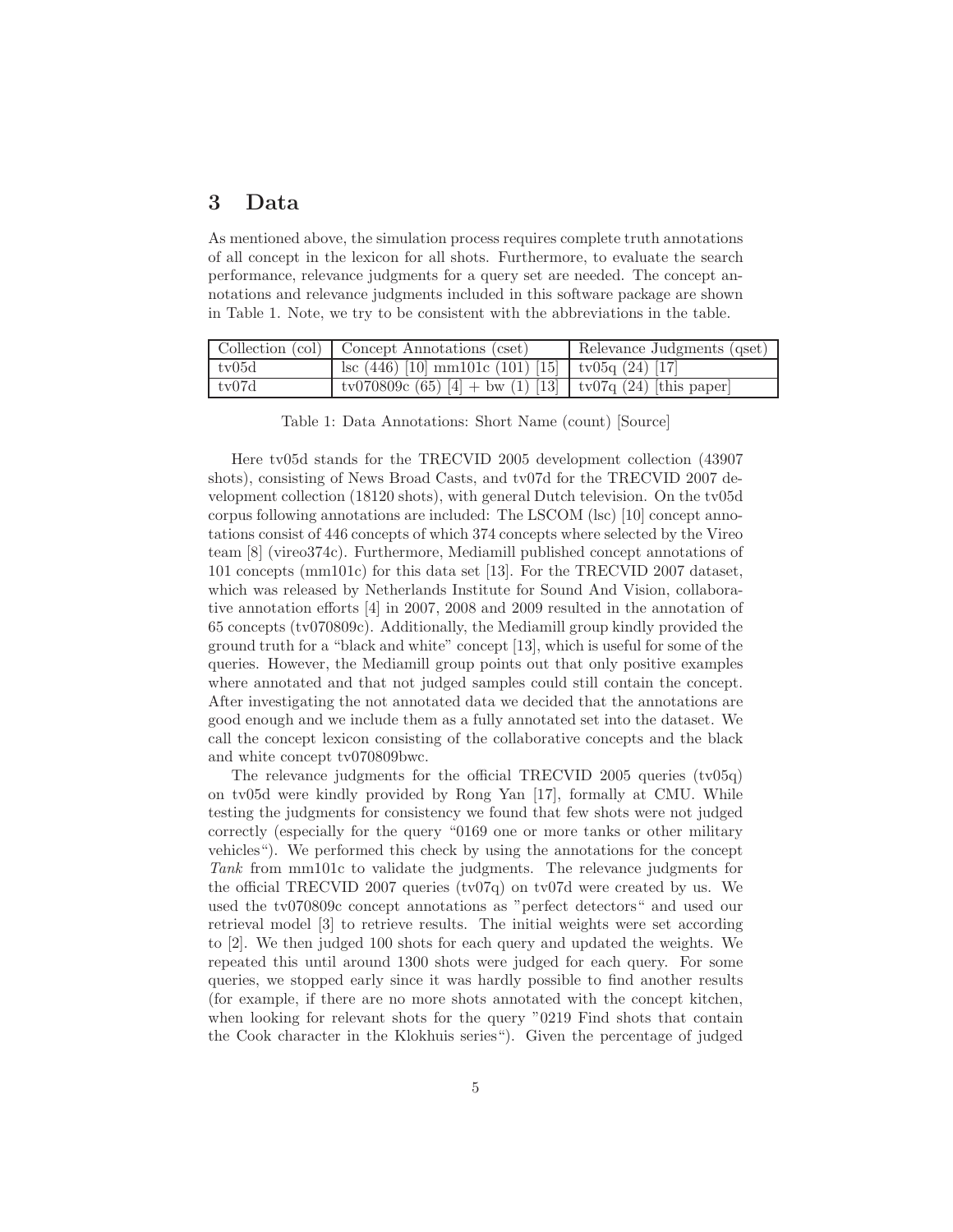## 3 Data

As mentioned above, the simulation process requires complete truth annotations of all concept in the lexicon for all shots. Furthermore, to evaluate the search performance, relevance judgments for a query set are needed. The concept annotations and relevance judgments included in this software package are shown in Table 1. Note, we try to be consistent with the abbreviations in the table.

| Collection (col) | Concept Annotations (cset) | Relevance Judgments (qset) |
|---|---|---|
| tv05d | lsc (446) [10] mm101c (101) [15] | tv05q (24) [17] |
| tv07d | tv070809c (65) [4] + bw (1) [13] | tv07q (24) [this paper] |

Table 1: Data Annotations: Short Name (count) [Source]

Here tv05d stands for the TRECVID 2005 development collection (43907 shots), consisting of News Broad Casts, and tv07d for the TRECVID 2007 development collection (18120 shots), with general Dutch television. On the tv05d corpus following annotations are included: The LSCOM (lsc) [10] concept annotations consist of 446 concepts of which 374 concepts where selected by the Vireo team [8] (vireo374c). Furthermore, Mediamill published concept annotations of 101 concepts (mm101c) for this data set [13]. For the TRECVID 2007 dataset, which was released by Netherlands Institute for Sound And Vision, collaborative annotation efforts [4] in 2007, 2008 and 2009 resulted in the annotation of 65 concepts (tv070809c). Additionally, the Mediamill group kindly provided the ground truth for a "black and white" concept [13], which is useful for some of the queries. However, the Mediamill group points out that only positive examples where annotated and that not judged samples could still contain the concept. After investigating the not annotated data we decided that the annotations are good enough and we include them as a fully annotated set into the dataset. We call the concept lexicon consisting of the collaborative concepts and the black and white concept tv070809bwc.

The relevance judgments for the official TRECVID 2005 queries (tv05q) on tv05d were kindly provided by Rong Yan [17], formally at CMU. While testing the judgments for consistency we found that few shots were not judged correctly (especially for the query "0169 one or more tanks or other military vehicles"). We performed this check by using the annotations for the concept *Tank* from mm101c to validate the judgments. The relevance judgments for the official TRECVID 2007 queries (tv07q) on tv07d were created by us. We used the tv070809c concept annotations as "perfect detectors" and used our retrieval model [3] to retrieve results. The initial weights were set according to [2]. We then judged 100 shots for each query and updated the weights. We repeated this until around 1300 shots were judged for each query. For some queries, we stopped early since it was hardly possible to find another results (for example, if there are no more shots annotated with the concept kitchen, when looking for relevant shots for the query "0219 Find shots that contain the Cook character in the Klokhuis series"). Given the percentage of judged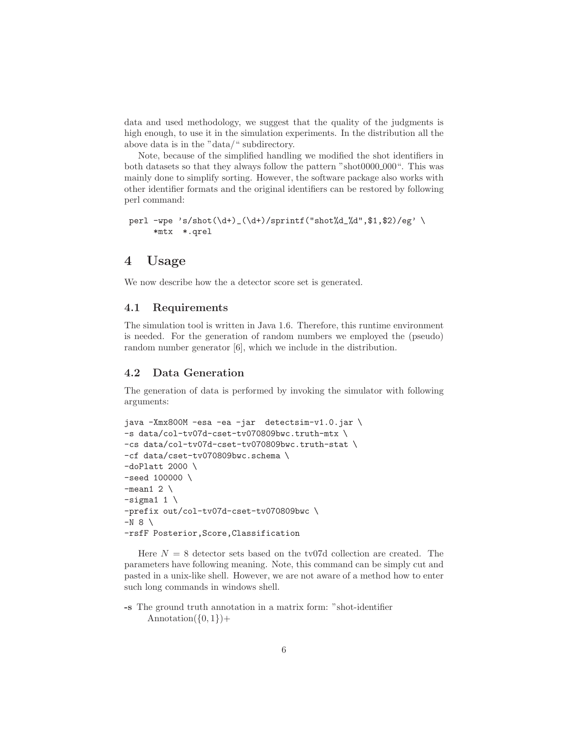data and used methodology, we suggest that the quality of the judgments is high enough, to use it in the simulation experiments. In the distribution all the above data is in the "data/" subdirectory.

Note, because of the simplified handling we modified the shot identifiers in both datasets so that they always follow the pattern "shot0000_000". This was mainly done to simplify sorting. However, the software package also works with other identifier formats and the original identifiers can be restored by following perl command:

```
perl -wpe 's/shot(\d+)_(\d+)/sprintf("shot%d_%d",$1,$2)/eg' \
     *mtx  *.qrel
```

# 4 Usage

We now describe how the a detector score set is generated.

## 4.1 Requirements

The simulation tool is written in Java 1.6. Therefore, this runtime environment is needed. For the generation of random numbers we employed the (pseudo) random number generator [6], which we include in the distribution.

## 4.2 Data Generation

The generation of data is performed by invoking the simulator with following arguments:

```
java -Xmx800M -esa -ea -jar  detectsim-v1.0.jar \
-s data/col-tv07d-cset-tv070809bwc.truth-mtx \
-cs data/col-tv07d-cset-tv070809bwc.truth-stat \
-cf data/cset-tv070809bwc.schema \
-doPlatt 2000 \
-seed 100000 \
-mean1 2 \
-sigma1 1 \
-prefix out/col-tv07d-cset-tv070809bwc \
-N 8 \
-rsfF Posterior,Score,Classification
```

Here $N = 8$ detector sets based on the tv07d collection are created. The parameters have following meaning. Note, this command can be simply cut and pasted in a unix-like shell. However, we are not aware of a method how to enter such long commands in windows shell.

**-s** The ground truth annotation in a matrix form: "shot-identifier Annotation($\{0, 1\}$)+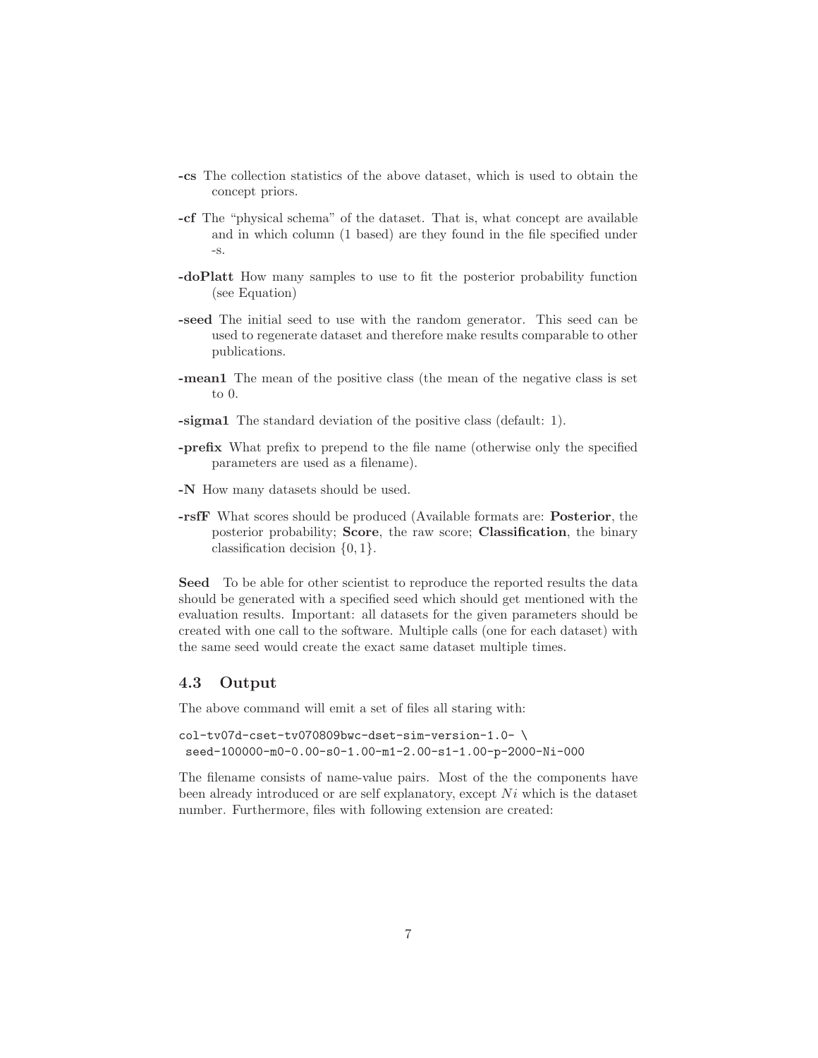**-cs** The collection statistics of the above dataset, which is used to obtain the concept priors.

**-cf** The "physical schema" of the dataset. That is, what concept are available and in which column (1 based) are they found in the file specified under -s.

**-doPlatt** How many samples to use to fit the posterior probability function (see Equation)

**-seed** The initial seed to use with the random generator. This seed can be used to regenerate dataset and therefore make results comparable to other publications.

**-mean1** The mean of the positive class (the mean of the negative class is set to 0.

**-sigma1** The standard deviation of the positive class (default: 1).

**-prefix** What prefix to prepend to the file name (otherwise only the specified parameters are used as a filename).

**-N** How many datasets should be used.

**-rsfF** What scores should be produced (Available formats are: **Posterior**, the posterior probability; **Score**, the raw score; **Classification**, the binary classification decision $\{0, 1\}$.

**Seed** To be able for other scientist to reproduce the reported results the data should be generated with a specified seed which should get mentioned with the evaluation results. Important: all datasets for the given parameters should be created with one call to the software. Multiple calls (one for each dataset) with the same seed would create the exact same dataset multiple times.

### 4.3 Output

The above command will emit a set of files all staring with:

```
col-tv07d-cset-tv070809bwc-dset-sim-version-1.0- \
 seed-100000-m0-0.00-s0-1.00-m1-2.00-s1-1.00-p-2000-Ni-000
```

The filename consists of name-value pairs. Most of the the components have been already introduced or are self explanatory, except $Ni$ which is the dataset number. Furthermore, files with following extension are created: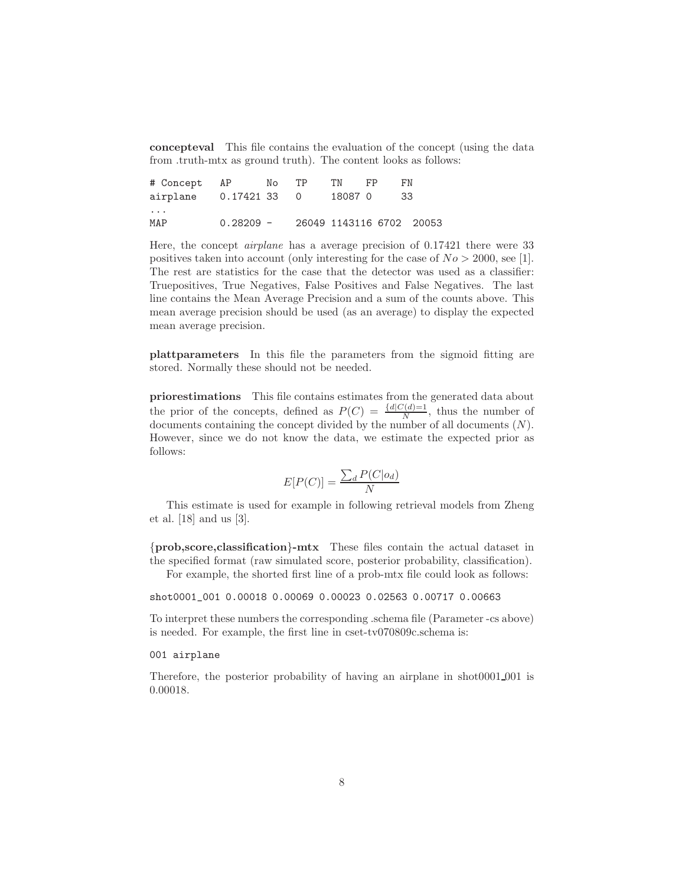**concepteval** This file contains the evaluation of the concept (using the data from .truth-mtx as ground truth). The content looks as follows:

```
# Concept   AP       No   TP     TN     FP     FN
airplane    0.17421 33   0      18087 0      33
...
MAP         0.28209 -    26049 1143116 6702  20053
```

Here, the concept *airplane* has a average precision of 0.17421 there were 33 positives taken into account (only interesting for the case of $No > 2000$, see [1]. The rest are statistics for the case that the detector was used as a classifier: Truepositives, True Negatives, False Positives and False Negatives. The last line contains the Mean Average Precision and a sum of the counts above. This mean average precision should be used (as an average) to display the expected mean average precision.

**plattparameters** In this file the parameters from the sigmoid fitting are stored. Normally these should not be needed.

**priorestimations** This file contains estimates from the generated data about the prior of the concepts, defined as $P(C) = \frac{\{d|C(d)=1}{N}$, thus the number of documents containing the concept divided by the number of all documents ($N$). However, since we do not know the data, we estimate the expected prior as follows:

$$E[P(C)] = \frac{\sum_d P(C|o_d)}{N}$$

This estimate is used for example in following retrieval models from Zheng et al. [18] and us [3].

**{prob,score,classification}-mtx** These files contain the actual dataset in the specified format (raw simulated score, posterior probability, classification).

For example, the shorted first line of a prob-mtx file could look as follows:

```
shot0001_001 0.00018 0.00069 0.00023 0.02563 0.00717 0.00663
```

To interpret these numbers the corresponding .schema file (Parameter -cs above) is needed. For example, the first line in cset-tv070809c.schema is:

```
001 airplane
```

Therefore, the posterior probability of having an airplane in shot0001_001 is 0.00018.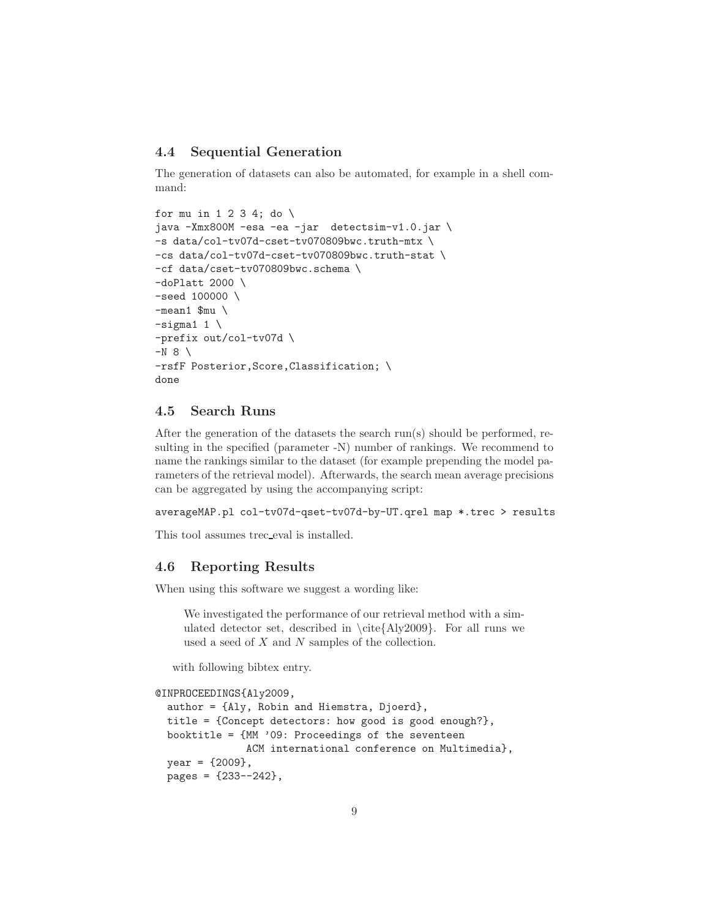### 4.4 Sequential Generation

The generation of datasets can also be automated, for example in a shell command:

```
for mu in 1 2 3 4; do \
java -Xmx800M -esa -ea -jar  detectsim-v1.0.jar \
-s data/col-tv07d-cset-tv070809bwc.truth-mtx \
-cs data/col-tv07d-cset-tv070809bwc.truth-stat \
-cf data/cset-tv070809bwc.schema \
-doPlatt 2000 \
-seed 100000 \
-mean1 $mu \
-sigma1 1 \
-prefix out/col-tv07d \
-N 8 \
-rsfF Posterior,Score,Classification; \
done
```

### 4.5 Search Runs

After the generation of the datasets the search run(s) should be performed, resulting in the specified (parameter -N) number of rankings. We recommend to name the rankings similar to the dataset (for example prepending the model parameters of the retrieval model). Afterwards, the search mean average precisions can be aggregated by using the accompanying script:

```
averageMAP.pl col-tv07d-qset-tv07d-by-UT.qrel map *.trec > results
```

This tool assumes trec_eval is installed.

### 4.6 Reporting Results

When using this software we suggest a wording like:

> We investigated the performance of our retrieval method with a simulated detector set, described in \cite{Aly2009}. For all runs we used a seed of $X$ and $N$ samples of the collection.

with following bibtex entry.

```
@INPROCEEDINGS{Aly2009,
  author = {Aly, Robin and Hiemstra, Djoerd},
  title = {Concept detectors: how good is good enough?},
  booktitle = {MM '09: Proceedings of the seventeen
               ACM international conference on Multimedia},
  year = {2009},
  pages = {233--242},
```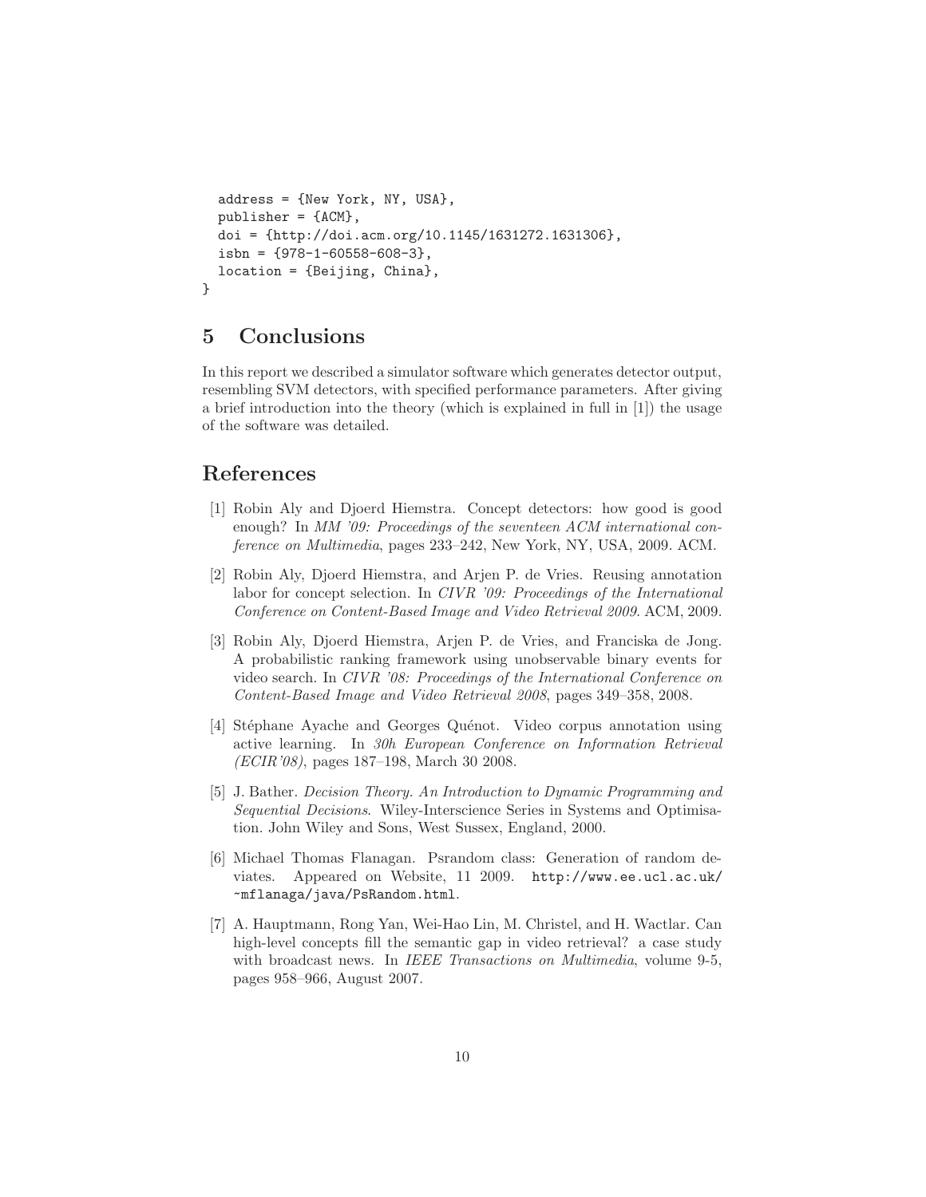```
  address = {New York, NY, USA},
  publisher = {ACM},
  doi = {http://doi.acm.org/10.1145/1631272.1631306},
  isbn = {978-1-60558-608-3},
  location = {Beijing, China},
}
```

# 5 Conclusions

In this report we described a simulator software which generates detector output, resembling SVM detectors, with specified performance parameters. After giving a brief introduction into the theory (which is explained in full in [1]) the usage of the software was detailed.

# References

[1] Robin Aly and Djoerd Hiemstra. Concept detectors: how good is good enough? In *MM '09: Proceedings of the seventeen ACM international conference on Multimedia*, pages 233–242, New York, NY, USA, 2009. ACM.

[2] Robin Aly, Djoerd Hiemstra, and Arjen P. de Vries. Reusing annotation labor for concept selection. In *CIVR '09: Proceedings of the International Conference on Content-Based Image and Video Retrieval 2009*. ACM, 2009.

[3] Robin Aly, Djoerd Hiemstra, Arjen P. de Vries, and Franciska de Jong. A probabilistic ranking framework using unobservable binary events for video search. In *CIVR '08: Proceedings of the International Conference on Content-Based Image and Video Retrieval 2008*, pages 349–358, 2008.

[4] Stéphane Ayache and Georges Quénot. Video corpus annotation using active learning. In *30h European Conference on Information Retrieval (ECIR'08)*, pages 187–198, March 30 2008.

[5] J. Bather. *Decision Theory. An Introduction to Dynamic Programming and Sequential Decisions*. Wiley-Interscience Series in Systems and Optimisation. John Wiley and Sons, West Sussex, England, 2000.

[6] Michael Thomas Flanagan. Psrandom class: Generation of random deviates. Appeared on Website, 11 2009. `http://www.ee.ucl.ac.uk/~mflanaga/java/PsRandom.html`.

[7] A. Hauptmann, Rong Yan, Wei-Hao Lin, M. Christel, and H. Wactlar. Can high-level concepts fill the semantic gap in video retrieval? a case study with broadcast news. In *IEEE Transactions on Multimedia*, volume 9-5, pages 958–966, August 2007.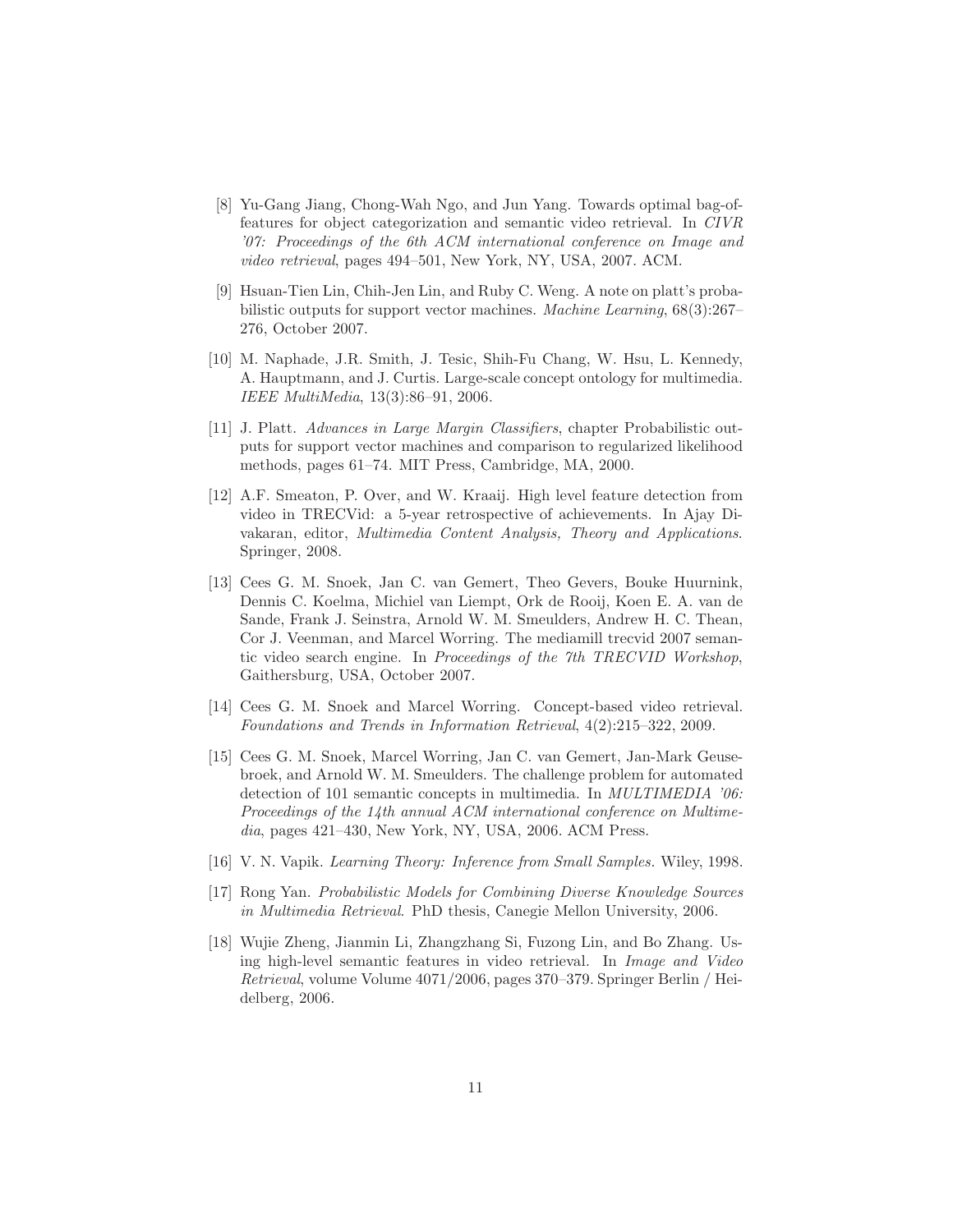[8] Yu-Gang Jiang, Chong-Wah Ngo, and Jun Yang. Towards optimal bag-of-features for object categorization and semantic video retrieval. In *CIVR '07: Proceedings of the 6th ACM international conference on Image and video retrieval*, pages 494–501, New York, NY, USA, 2007. ACM.

[9] Hsuan-Tien Lin, Chih-Jen Lin, and Ruby C. Weng. A note on platt's probabilistic outputs for support vector machines. *Machine Learning*, 68(3):267–276, October 2007.

[10] M. Naphade, J.R. Smith, J. Tesic, Shih-Fu Chang, W. Hsu, L. Kennedy, A. Hauptmann, and J. Curtis. Large-scale concept ontology for multimedia. *IEEE MultiMedia*, 13(3):86–91, 2006.

[11] J. Platt. *Advances in Large Margin Classifiers*, chapter Probabilistic outputs for support vector machines and comparison to regularized likelihood methods, pages 61–74. MIT Press, Cambridge, MA, 2000.

[12] A.F. Smeaton, P. Over, and W. Kraaij. High level feature detection from video in TRECVid: a 5-year retrospective of achievements. In Ajay Divakaran, editor, *Multimedia Content Analysis, Theory and Applications*. Springer, 2008.

[13] Cees G. M. Snoek, Jan C. van Gemert, Theo Gevers, Bouke Huurnink, Dennis C. Koelma, Michiel van Liempt, Ork de Rooij, Koen E. A. van de Sande, Frank J. Seinstra, Arnold W. M. Smeulders, Andrew H. C. Thean, Cor J. Veenman, and Marcel Worring. The mediamill trecvid 2007 semantic video search engine. In *Proceedings of the 7th TRECVID Workshop*, Gaithersburg, USA, October 2007.

[14] Cees G. M. Snoek and Marcel Worring. Concept-based video retrieval. *Foundations and Trends in Information Retrieval*, 4(2):215–322, 2009.

[15] Cees G. M. Snoek, Marcel Worring, Jan C. van Gemert, Jan-Mark Geusebroek, and Arnold W. M. Smeulders. The challenge problem for automated detection of 101 semantic concepts in multimedia. In *MULTIMEDIA '06: Proceedings of the 14th annual ACM international conference on Multimedia*, pages 421–430, New York, NY, USA, 2006. ACM Press.

[16] V. N. Vapik. *Learning Theory: Inference from Small Samples*. Wiley, 1998.

[17] Rong Yan. *Probabilistic Models for Combining Diverse Knowledge Sources in Multimedia Retrieval*. PhD thesis, Canegie Mellon University, 2006.

[18] Wujie Zheng, Jianmin Li, Zhangzhang Si, Fuzong Lin, and Bo Zhang. Using high-level semantic features in video retrieval. In *Image and Video Retrieval*, volume Volume 4071/2006, pages 370–379. Springer Berlin / Heidelberg, 2006.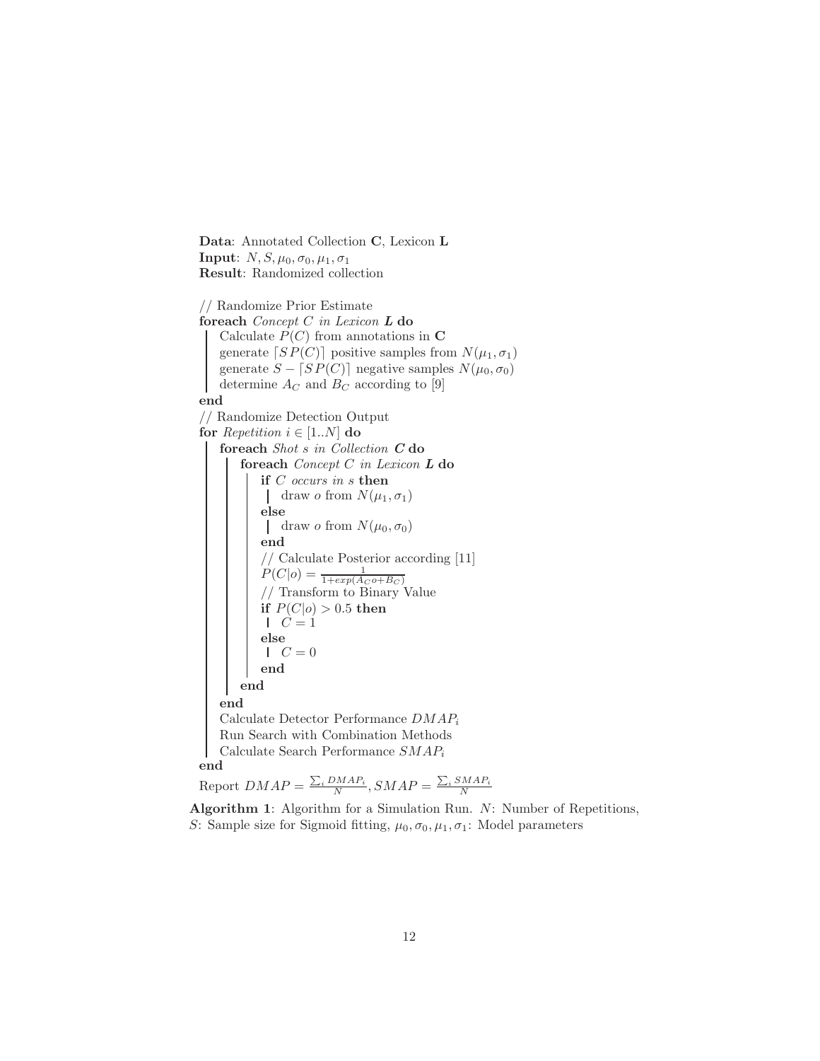**Data**: Annotated Collection **C**, Lexicon **L**
**Input**: $N, S, \mu_0, \sigma_0, \mu_1, \sigma_1$
**Result**: Randomized collection

```
// Randomize Prior Estimate
foreach Concept C in Lexicon L do
    Calculate P(C) from annotations in C
    generate ⌈S P(C)⌉ positive samples from N(μ1, σ1)
    generate S − ⌈S P(C)⌉ negative samples N(μ0, σ0)
    determine A_C and B_C according to [9]
end
// Randomize Detection Output
for Repetition i ∈ [1..N] do
    foreach Shot s in Collection C do
        foreach Concept C in Lexicon L do
            if C occurs in s then
                draw o from N(μ1, σ1)
            else
                draw o from N(μ0, σ0)
            end
            // Calculate Posterior according [11]
            P(C|o) = 1 / (1 + exp(A_C o + B_C))
            // Transform to Binary Value
            if P(C|o) > 0.5 then
                C = 1
            else
                C = 0
            end
        end
    end
    Calculate Detector Performance DMAP_i
    Run Search with Combination Methods
    Calculate Search Performance SMAP_i
end
Report DMAP = (Σ_i DMAP_i) / N, SMAP = (Σ_i SMAP_i) / N
```

**Algorithm 1**: Algorithm for a Simulation Run. $N$: Number of Repetitions, $S$: Sample size for Sigmoid fitting, $\mu_0, \sigma_0, \mu_1, \sigma_1$: Model parameters